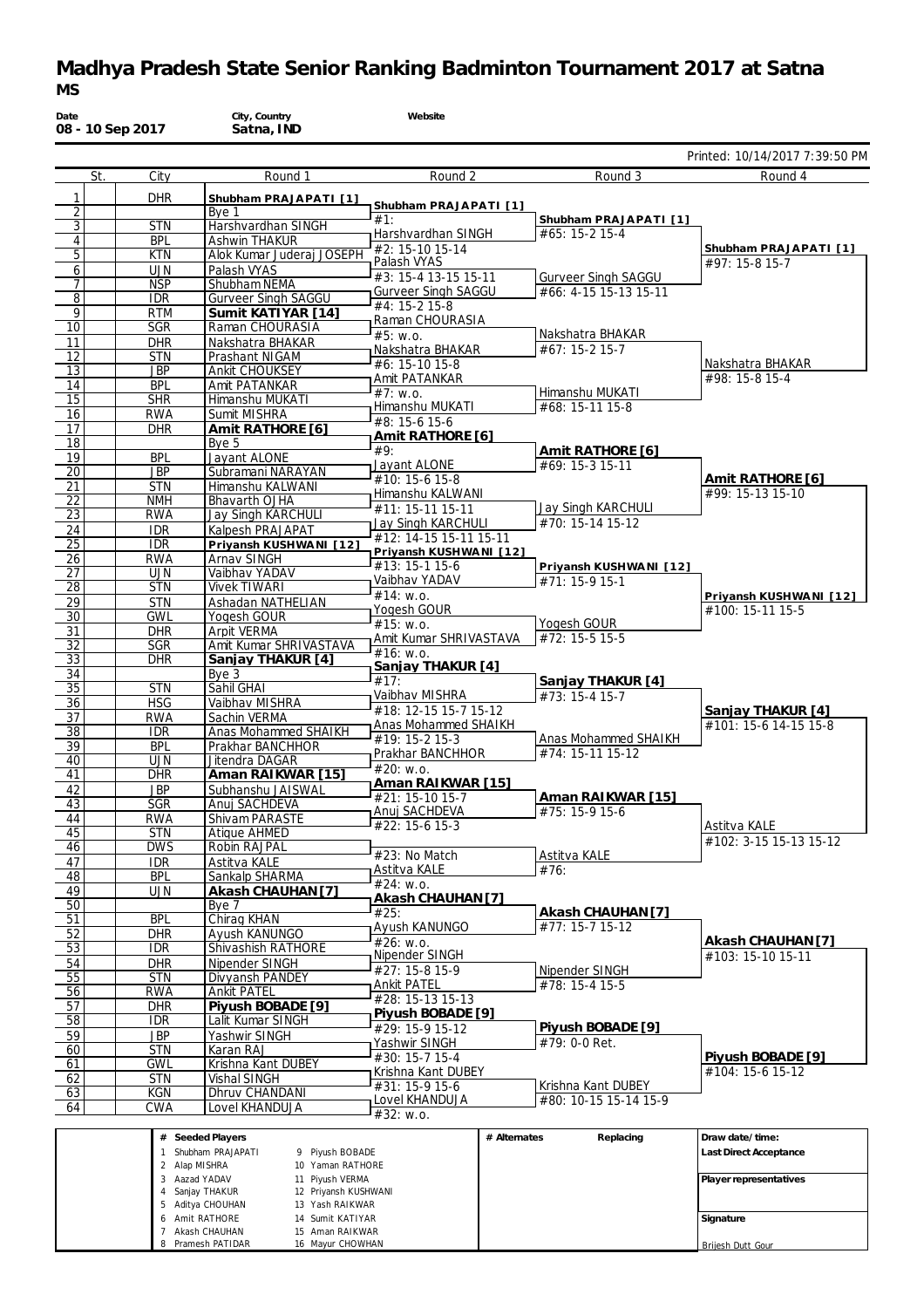# Madhya Pradesh State Senior Ranking Badminton Tournament 2017 at Satna

**MS**

| Date | City, Country | Website |
|---|---|---|
| 08 - 10 Sep 2017 | Satna, IND | |

Printed: 10/14/2017 7:39:50 PM

| | St. | City | Round 1 | Round 2 | Round 3 | Round 4 |
|---|---|---|---|---|---|---|
| 1 | | DHR | **Shubham PRAJAPATI [1]** | | | |
| 2 | | | Bye 1 | **Shubham PRAJAPATI [1]** #1: | | |
| 3 | | STN | Harshvardhan SINGH | | **Shubham PRAJAPATI [1]** #65: 15-2 15-4 | |
| 4 | | BPL | Ashwin THAKUR | Harshvardhan SINGH #2: 15-10 15-14 | | |
| 5 | | KTN | Alok Kumar Juderaj JOSEPH | | | **Shubham PRAJAPATI [1]** #97: 15-8 15-7 |
| 6 | | UJN | Palash VYAS | Palash VYAS #3: 15-4 13-15 15-11 | | |
| 7 | | NSP | Shubham NEMA | | Gurveer Singh SAGGU #66: 4-15 15-13 15-11 | |
| 8 | | IDR | Gurveer Singh SAGGU | Gurveer Singh SAGGU #4: 15-2 15-8 | | |
| 9 | | RTM | **Sumit KATIYAR [14]** | | | |
| 10 | | SGR | Raman CHOURASIA | Raman CHOURASIA #5: w.o. | | |
| 11 | | DHR | Nakshatra BHAKAR | | Nakshatra BHAKAR #67: 15-2 15-7 | |
| 12 | | STN | Prashant NIGAM | Nakshatra BHAKAR #6: 15-10 15-8 | | |
| 13 | | JBP | Ankit CHOUKSEY | | | Nakshatra BHAKAR #98: 15-8 15-4 |
| 14 | | BPL | Amit PATANKAR | Amit PATANKAR #7: w.o. | | |
| 15 | | SHR | Himanshu MUKATI | | Himanshu MUKATI #68: 15-11 15-8 | |
| 16 | | RWA | Sumit MISHRA | Himanshu MUKATI #8: 15-6 15-6 | | |
| 17 | | DHR | **Amit RATHORE [6]** | | | |
| 18 | | | Bye 5 | **Amit RATHORE [6]** #9: | | |
| 19 | | BPL | Jayant ALONE | | **Amit RATHORE [6]** #69: 15-3 15-11 | |
| 20 | | JBP | Subramani NARAYAN | Jayant ALONE #10: 15-6 15-8 | | |
| 21 | | STN | Himanshu KALWANI | | | **Amit RATHORE [6]** #99: 15-13 15-10 |
| 22 | | NMH | Bhavarth OJHA | Himanshu KALWANI #11: 15-11 15-11 | | |
| 23 | | RWA | Jay Singh KARCHULI | | Jay Singh KARCHULI #70: 15-14 15-12 | |
| 24 | | IDR | Kalpesh PRAJAPAT | Jay Singh KARCHULI #12: 14-15 15-11 15-11 | | |
| 25 | | IDR | **Priyansh KUSHWANI [12]** | | | |
| 26 | | RWA | Arnav SINGH | **Priyansh KUSHWANI [12]** #13: 15-1 15-6 | | |
| 27 | | UJN | Vaibhav YADAV | | **Priyansh KUSHWANI [12]** #71: 15-9 15-1 | |
| 28 | | STN | Vivek TIWARI | Vaibhav YADAV #14: w.o. | | |
| 29 | | STN | Ashadan NATHELIAN | | | **Priyansh KUSHWANI [12]** #100: 15-11 15-5 |
| 30 | | GWL | Yogesh GOUR | Yogesh GOUR #15: w.o. | | |
| 31 | | DHR | Arpit VERMA | | Yogesh GOUR #72: 15-5 15-5 | |
| 32 | | SGR | Amit Kumar SHRIVASTAVA | Amit Kumar SHRIVASTAVA #16: w.o. | | |
| 33 | | DHR | **Sanjay THAKUR [4]** | | | |
| 34 | | | Bye 3 | **Sanjay THAKUR [4]** #17: | | |
| 35 | | STN | Sahil GHAI | | **Sanjay THAKUR [4]** #73: 15-4 15-7 | |
| 36 | | HSG | Vaibhav MISHRA | Vaibhav MISHRA #18: 12-15 15-7 15-12 | | |
| 37 | | RWA | Sachin VERMA | | | **Sanjay THAKUR [4]** #101: 15-6 14-15 15-8 |
| 38 | | IDR | Anas Mohammed SHAIKH | Anas Mohammed SHAIKH #19: 15-2 15-3 | | |
| 39 | | BPL | Prakhar BANCHHOR | | Anas Mohammed SHAIKH #74: 15-11 15-12 | |
| 40 | | UJN | Jitendra DAGAR | Prakhar BANCHHOR #20: w.o. | | |
| 41 | | DHR | **Aman RAIKWAR [15]** | | | |
| 42 | | JBP | Subhanshu JAISWAL | **Aman RAIKWAR [15]** #21: 15-10 15-7 | | |
| 43 | | SGR | Anuj SACHDEVA | | **Aman RAIKWAR [15]** #75: 15-9 15-6 | |
| 44 | | RWA | Shivam PARASTE | Anuj SACHDEVA #22: 15-6 15-3 | | |
| 45 | | STN | Atique AHMED | | | Astitva KALE #102: 3-15 15-13 15-12 |
| 46 | | DWS | Robin RAJPAL | #23: No Match | | |
| 47 | | IDR | Astitva KALE | | Astitva KALE #76: | |
| 48 | | BPL | Sankalp SHARMA | Astitva KALE #24: w.o. | | |
| 49 | | UJN | **Akash CHAUHAN [7]** | | | |
| 50 | | | Bye 7 | **Akash CHAUHAN [7]** #25: | | |
| 51 | | BPL | Chirag KHAN | | **Akash CHAUHAN [7]** #77: 15-7 15-12 | |
| 52 | | DHR | Ayush KANUNGO | Ayush KANUNGO #26: w.o. | | |
| 53 | | IDR | Shivashish RATHORE | | | **Akash CHAUHAN [7]** #103: 15-10 15-11 |
| 54 | | DHR | Nipender SINGH | Nipender SINGH #27: 15-8 15-9 | | |
| 55 | | STN | Divyansh PANDEY | | Nipender SINGH #78: 15-4 15-5 | |
| 56 | | RWA | Ankit PATEL | Ankit PATEL #28: 15-13 15-13 | | |
| 57 | | DHR | **Piyush BOBADE [9]** | | | |
| 58 | | IDR | Lalit Kumar SINGH | **Piyush BOBADE [9]** #29: 15-9 15-12 | | |
| 59 | | JBP | Yashwir SINGH | | **Piyush BOBADE [9]** #79: 0-0 Ret. | |
| 60 | | STN | Karan RAJ | Yashwir SINGH #30: 15-7 15-4 | | |
| 61 | | GWL | Krishna Kant DUBEY | | | **Piyush BOBADE [9]** #104: 15-6 15-12 |
| 62 | | STN | Vishal SINGH | Krishna Kant DUBEY #31: 15-9 15-6 | | |
| 63 | | KGN | Dhruv CHANDANI | | Krishna Kant DUBEY #80: 10-15 15-14 15-9 | |
| 64 | | CWA | Lovel KHANDUJA | Lovel KHANDUJA #32: w.o. | | |

| # | Seeded Players | # | Seeded Players |
|---|---|---|---|
| 1 | Shubham PRAJAPATI | 9 | Piyush BOBADE |
| 2 | Alap MISHRA | 10 | Yaman RATHORE |
| 3 | Aazad YADAV | 11 | Piyush VERMA |
| 4 | Sanjay THAKUR | 12 | Priyansh KUSHWANI |
| 5 | Aditya CHOUHAN | 13 | Yash RAIKWAR |
| 6 | Amit RATHORE | 14 | Sumit KATIYAR |
| 7 | Akash CHAUHAN | 15 | Aman RAIKWAR |
| 8 | Pramesh PATIDAR | 16 | Mayur CHOWHAN |

| # Alternates | Replacing |
|---|---|
| | |

Draw date/time:

Last Direct Acceptance

Player representatives

Signature

Brijesh Dutt Gour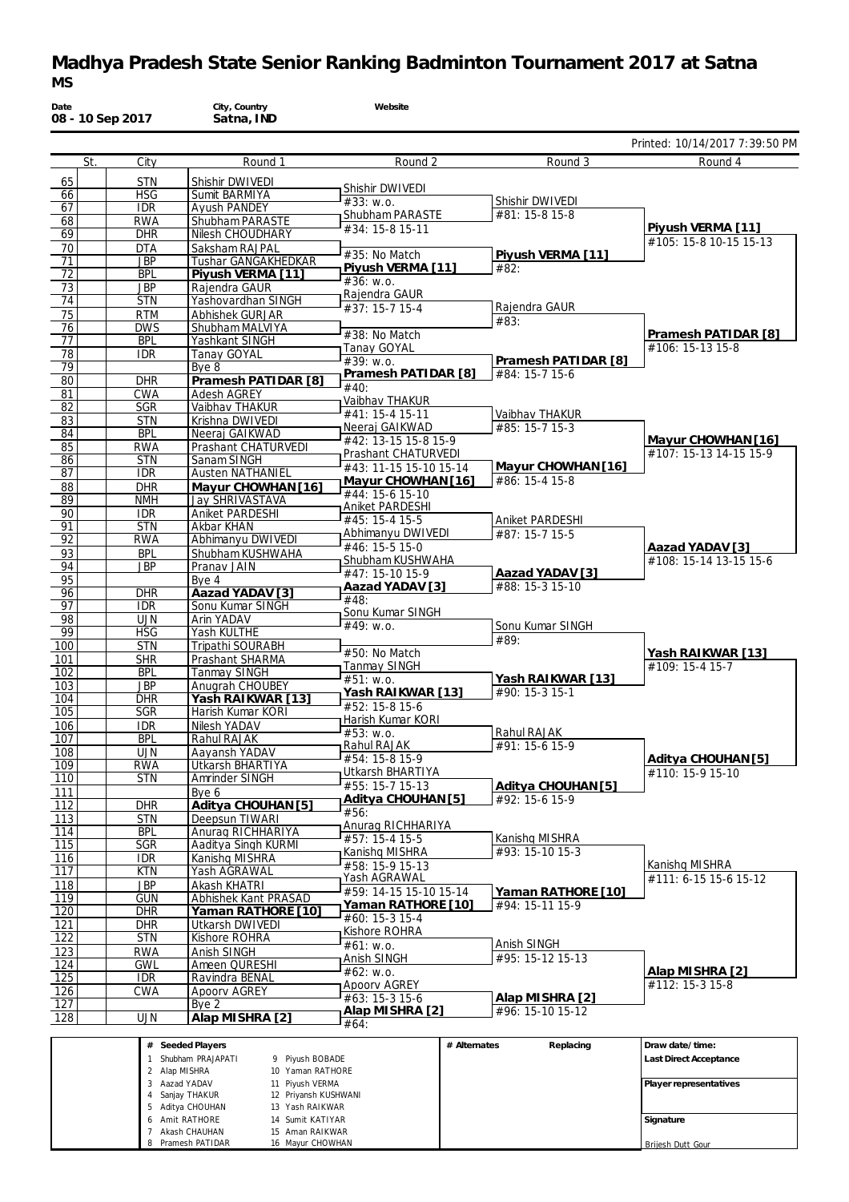# Madhya Pradesh State Senior Ranking Badminton Tournament 2017 at Satna

**MS**

| Date | City, Country | Website |
|---|---|---|
| 08 - 10 Sep 2017 | Satna, IND | |

Printed: 10/14/2017 7:39:50 PM

| # | St. | City | Round 1 | Round 2 | Round 3 | Round 4 |
|---|---|---|---|---|---|---|
| 65 | | STN | Shishir DWIVEDI | | | |
| 66 | | HSG | Sumit BARMIYA | Shishir DWIVEDI #33: w.o. | | |
| 67 | | IDR | Ayush PANDEY | | Shishir DWIVEDI #81: 15-8 15-8 | |
| 68 | | RWA | Shubham PARASTE | Shubham PARASTE #34: 15-8 15-11 | | |
| 69 | | DHR | Nilesh CHOUDHARY | | | **Piyush VERMA [11]** #105: 15-8 10-15 15-13 |
| 70 | | DTA | Saksham RAJPAL | #35: No Match | | |
| 71 | | JBP | Tushar GANGAKHEDKAR | | **Piyush VERMA [11]** #82: | |
| 72 | | BPL | **Piyush VERMA [11]** | **Piyush VERMA [11]** #36: w.o. | | |
| 73 | | JBP | Rajendra GAUR | | | |
| 74 | | STN | Yashovardhan SINGH | Rajendra GAUR #37: 15-7 15-4 | | |
| 75 | | RTM | Abhishek GURJAR | | Rajendra GAUR #83: | |
| 76 | | DWS | Shubham MALVIYA | #38: No Match | | |
| 77 | | BPL | Yashkant SINGH | | | **Pramesh PATIDAR [8]** #106: 15-13 15-8 |
| 78 | | IDR | Tanay GOYAL | Tanay GOYAL #39: w.o. | | |
| 79 | | | Bye 8 | | **Pramesh PATIDAR [8]** #84: 15-7 15-6 | |
| 80 | | DHR | **Pramesh PATIDAR [8]** | **Pramesh PATIDAR [8]** #40: | | |
| 81 | | CWA | Adesh AGREY | | | |
| 82 | | SGR | Vaibhav THAKUR | Vaibhav THAKUR #41: 15-4 15-11 | | |
| 83 | | STN | Krishna DWIVEDI | | Vaibhav THAKUR #85: 15-7 15-3 | |
| 84 | | BPL | Neeraj GAIKWAD | Neeraj GAIKWAD #42: 13-15 15-8 15-9 | | |
| 85 | | RWA | Prashant CHATURVEDI | | | **Mayur CHOWHAN [16]** #107: 15-13 14-15 15-9 |
| 86 | | STN | Sanam SINGH | Prashant CHATURVEDI #43: 11-15 15-10 15-14 | | |
| 87 | | IDR | Austen NATHANIEL | | **Mayur CHOWHAN [16]** #86: 15-4 15-8 | |
| 88 | | DHR | **Mayur CHOWHAN [16]** | **Mayur CHOWHAN [16]** #44: 15-6 15-10 | | |
| 89 | | NMH | Jay SHRIVASTAVA | | | |
| 90 | | IDR | Aniket PARDESHI | Aniket PARDESHI #45: 15-4 15-5 | | |
| 91 | | STN | Akbar KHAN | | Aniket PARDESHI #87: 15-7 15-5 | |
| 92 | | RWA | Abhimanyu DWIVEDI | Abhimanyu DWIVEDI #46: 15-5 15-0 | | |
| 93 | | BPL | Shubham KUSHWAHA | | | **Aazad YADAV [3]** #108: 15-14 13-15 15-6 |
| 94 | | JBP | Pranav JAIN | Shubham KUSHWAHA #47: 15-10 15-9 | | |
| 95 | | | Bye 4 | | **Aazad YADAV [3]** #88: 15-3 15-10 | |
| 96 | | DHR | **Aazad YADAV [3]** | **Aazad YADAV [3]** #48: | | |
| 97 | | IDR | Sonu Kumar SINGH | | | |
| 98 | | UJN | Arin YADAV | Sonu Kumar SINGH #49: w.o. | | |
| 99 | | HSG | Yash KULTHE | | Sonu Kumar SINGH #89: | |
| 100 | | STN | Tripathi SOURABH | #50: No Match | | |
| 101 | | SHR | Prashant SHARMA | | | **Yash RAIKWAR [13]** #109: 15-4 15-7 |
| 102 | | BPL | Tanmay SINGH | Tanmay SINGH #51: w.o. | | |
| 103 | | JBP | Anugrah CHOUBEY | | **Yash RAIKWAR [13]** #90: 15-3 15-1 | |
| 104 | | DHR | **Yash RAIKWAR [13]** | **Yash RAIKWAR [13]** #52: 15-8 15-6 | | |
| 105 | | SGR | Harish Kumar KORI | | | |
| 106 | | IDR | Nilesh YADAV | Harish Kumar KORI #53: w.o. | | |
| 107 | | BPL | Rahul RAJAK | | Rahul RAJAK #91: 15-6 15-9 | |
| 108 | | UJN | Aayansh YADAV | Rahul RAJAK #54: 15-8 15-9 | | |
| 109 | | RWA | Utkarsh BHARTIYA | | | **Aditya CHOUHAN [5]** #110: 15-9 15-10 |
| 110 | | STN | Amrinder SINGH | Utkarsh BHARTIYA #55: 15-7 15-13 | | |
| 111 | | | Bye 6 | | **Aditya CHOUHAN [5]** #92: 15-6 15-9 | |
| 112 | | DHR | **Aditya CHOUHAN [5]** | **Aditya CHOUHAN [5]** #56: | | |
| 113 | | STN | Deepsun TIWARI | | | |
| 114 | | BPL | Anurag RICHHARIYA | Anurag RICHHARIYA #57: 15-4 15-5 | | |
| 115 | | SGR | Aaditya Singh KURMI | | Kanishq MISHRA #93: 15-10 15-3 | |
| 116 | | IDR | Kanishq MISHRA | Kanishq MISHRA #58: 15-9 15-13 | | |
| 117 | | KTN | Yash AGRAWAL | | | Kanishq MISHRA #111: 6-15 15-6 15-12 |
| 118 | | JBP | Akash KHATRI | Yash AGRAWAL #59: 14-15 15-10 15-14 | | |
| 119 | | GUN | Abhishek Kant PRASAD | | **Yaman RATHORE [10]** #94: 15-11 15-9 | |
| 120 | | DHR | **Yaman RATHORE [10]** | **Yaman RATHORE [10]** #60: 15-3 15-4 | | |
| 121 | | DHR | Utkarsh DWIVEDI | | | |
| 122 | | STN | Kishore ROHRA | Kishore ROHRA #61: w.o. | | |
| 123 | | RWA | Anish SINGH | | Anish SINGH #95: 15-12 15-13 | |
| 124 | | GWL | Ameen QURESHI | Anish SINGH #62: w.o. | | |
| 125 | | IDR | Ravindra BENAL | | | **Alap MISHRA [2]** #112: 15-3 15-8 |
| 126 | | CWA | Apoorv AGREY | Apoorv AGREY #63: 15-3 15-6 | | |
| 127 | | | Bye 2 | | **Alap MISHRA [2]** #96: 15-10 15-12 | |
| 128 | | UJN | **Alap MISHRA [2]** | **Alap MISHRA [2]** #64: | | |

| # | Seeded Players | # | Seeded Players |
|---|---|---|---|
| 1 | Shubham PRAJAPATI | 9 | Piyush BOBADE |
| 2 | Alap MISHRA | 10 | Yaman RATHORE |
| 3 | Aazad YADAV | 11 | Piyush VERMA |
| 4 | Sanjay THAKUR | 12 | Priyansh KUSHWANI |
| 5 | Aditya CHOUHAN | 13 | Yash RAIKWAR |
| 6 | Amit RATHORE | 14 | Sumit KATIYAR |
| 7 | Akash CHAUHAN | 15 | Aman RAIKWAR |
| 8 | Pramesh PATIDAR | 16 | Mayur CHOWHAN |

| # Alternates | Replacing |
|---|---|
| | |

Draw date/time:

Last Direct Acceptance

Player representatives

Signature

Brijesh Dutt Gour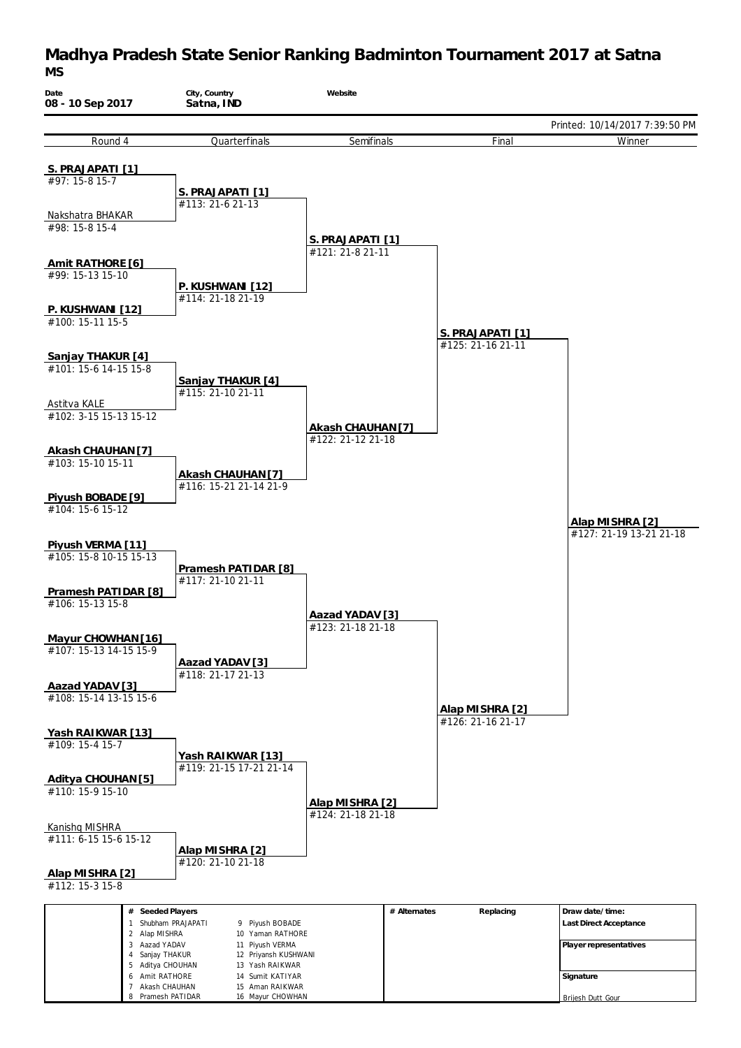# Madhya Pradesh State Senior Ranking Badminton Tournament 2017 at Satna

**MS**

| Date | City, Country | Website |
| --- | --- | --- |
| 08 - 10 Sep 2017 | Satna, IND | |

Printed: 10/14/2017 7:39:50 PM

## Round 4

- **S. PRAJAPATI [1]** — #97: 15-8 15-7
- Nakshatra BHAKAR — #98: 15-8 15-4
- **Amit RATHORE [6]** — #99: 15-13 15-10
- **P. KUSHWANI [12]** — #100: 15-11 15-5
- **Sanjay THAKUR [4]** — #101: 15-6 14-15 15-8
- Astitva KALE — #102: 3-15 15-13 15-12
- **Akash CHAUHAN [7]** — #103: 15-10 15-11
- **Piyush BOBADE [9]** — #104: 15-6 15-12
- **Piyush VERMA [11]** — #105: 15-8 10-15 15-13
- **Pramesh PATIDAR [8]** — #106: 15-13 15-8
- **Mayur CHOWHAN [16]** — #107: 15-13 14-15 15-9
- **Aazad YADAV [3]** — #108: 15-14 13-15 15-6
- **Yash RAIKWAR [13]** — #109: 15-4 15-7
- **Aditya CHOUHAN [5]** — #110: 15-9 15-10
- Kanishq MISHRA — #111: 6-15 15-6 15-12
- **Alap MISHRA [2]** — #112: 15-3 15-8

## Quarterfinals

- **S. PRAJAPATI [1]** — #113: 21-6 21-13
- **P. KUSHWANI [12]** — #114: 21-18 21-19
- **Sanjay THAKUR [4]** — #115: 21-10 21-11
- **Akash CHAUHAN [7]** — #116: 15-21 21-14 21-9
- **Pramesh PATIDAR [8]** — #117: 21-10 21-11
- **Aazad YADAV [3]** — #118: 21-17 21-13
- **Yash RAIKWAR [13]** — #119: 21-15 17-21 21-14
- **Alap MISHRA [2]** — #120: 21-10 21-18

## Semifinals

- **S. PRAJAPATI [1]** — #121: 21-8 21-11
- **Akash CHAUHAN [7]** — #122: 21-12 21-18
- **Aazad YADAV [3]** — #123: 21-18 21-18
- **Alap MISHRA [2]** — #124: 21-18 21-18

## Final

- **S. PRAJAPATI [1]** — #125: 21-16 21-11
- **Alap MISHRA [2]** — #126: 21-16 21-17

## Winner

- **Alap MISHRA [2]** — #127: 21-19 13-21 21-18

| # | Seeded Players | # | Seeded Players |
| --- | --- | --- | --- |
| 1 | Shubham PRAJAPATI | 9 | Piyush BOBADE |
| 2 | Alap MISHRA | 10 | Yaman RATHORE |
| 3 | Aazad YADAV | 11 | Piyush VERMA |
| 4 | Sanjay THAKUR | 12 | Priyansh KUSHWANI |
| 5 | Aditya CHOUHAN | 13 | Yash RAIKWAR |
| 6 | Amit RATHORE | 14 | Sumit KATIYAR |
| 7 | Akash CHAUHAN | 15 | Aman RAIKWAR |
| 8 | Pramesh PATIDAR | 16 | Mayur CHOWHAN |

| # Alternates | Replacing |
| --- | --- |
| | |

**Draw date/time:**

**Last Direct Acceptance**

**Player representatives**

**Signature**

Brijesh Dutt Gour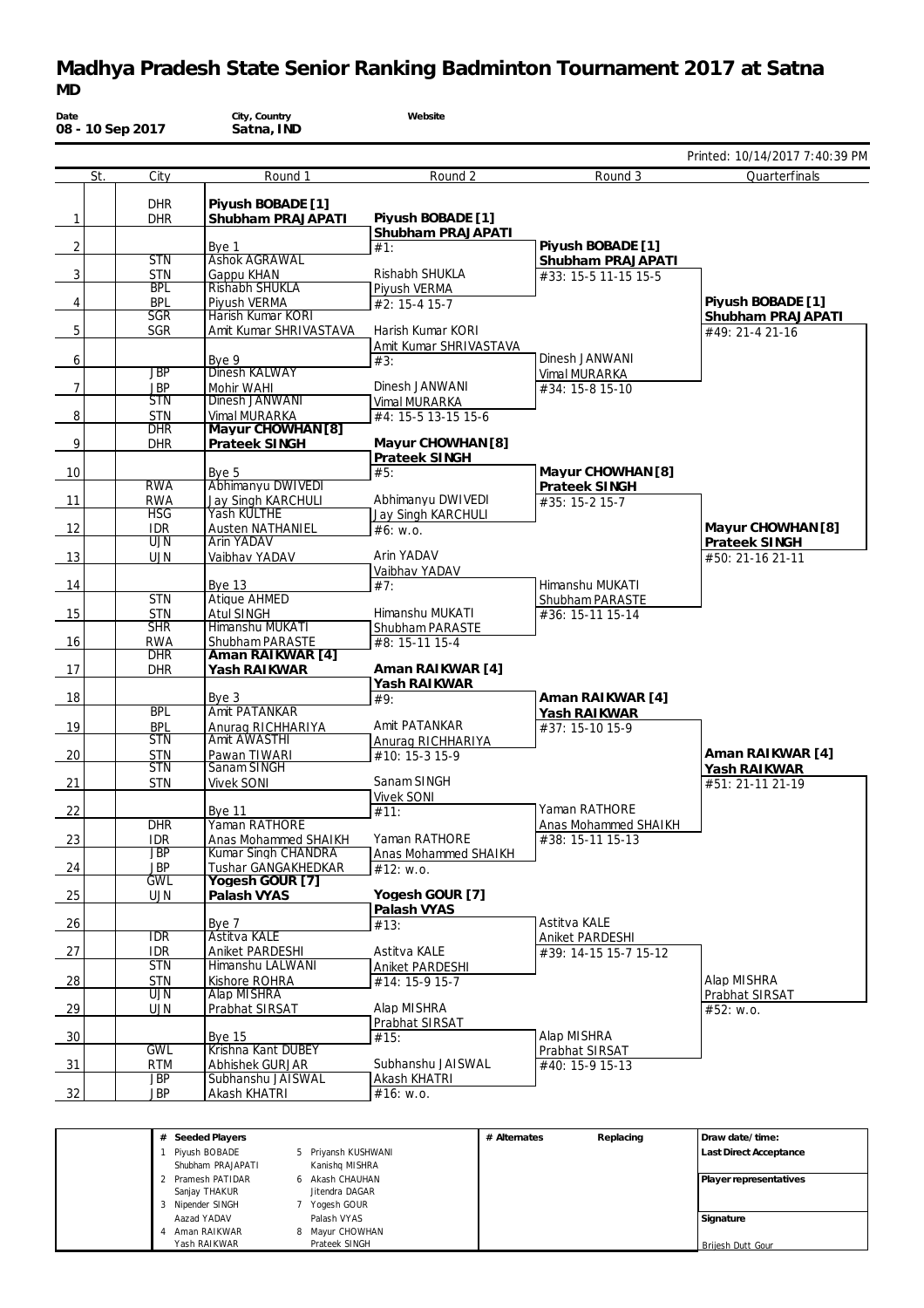# Madhya Pradesh State Senior Ranking Badminton Tournament 2017 at Satna

**MD**

| Date | City, Country | Website |
| --- | --- | --- |
| 08 - 10 Sep 2017 | Satna, IND | |

Printed: 10/14/2017 7:40:39 PM

| | St. | City | Round 1 | Round 2 | Round 3 | Quarterfinals |
| --- | --- | --- | --- | --- | --- | --- |
| 1 | | DHR / DHR | **Piyush BOBADE [1]** / **Shubham PRAJAPATI** | **Piyush BOBADE [1]** / **Shubham PRAJAPATI** #1: | | |
| 2 | | | Bye 1 | | **Piyush BOBADE [1]** / **Shubham PRAJAPATI** #33: 15-5 11-15 15-5 | |
| 3 | | STN / STN | Ashok AGRAWAL / Gappu KHAN | Rishabh SHUKLA / Piyush VERMA #2: 15-4 15-7 | | |
| 4 | | BPL / BPL | Rishabh SHUKLA / Piyush VERMA | | | **Piyush BOBADE [1]** / **Shubham PRAJAPATI** #49: 21-4 21-16 |
| 5 | | SGR / SGR | Harish Kumar KORI / Amit Kumar SHRIVASTAVA | Harish Kumar KORI / Amit Kumar SHRIVASTAVA #3: | | |
| 6 | | | Bye 9 | | Dinesh JANWANI / Vimal MURARKA #34: 15-8 15-10 | |
| 7 | | JBP / JBP | Dinesh KALWAY / Mohir WAHI | Dinesh JANWANI / Vimal MURARKA #4: 15-5 13-15 15-6 | | |
| 8 | | STN / STN | Dinesh JANWANI / Vimal MURARKA | | | |
| 9 | | DHR / DHR | **Mayur CHOWHAN [8]** / **Prateek SINGH** | **Mayur CHOWHAN [8]** / **Prateek SINGH** #5: | | |
| 10 | | | Bye 5 | | **Mayur CHOWHAN [8]** / **Prateek SINGH** #35: 15-2 15-7 | |
| 11 | | RWA / RWA | Abhimanyu DWIVEDI / Jay Singh KARCHULI | Abhimanyu DWIVEDI / Jay Singh KARCHULI #6: w.o. | | |
| 12 | | HSG / IDR | Yash KULTHE / Austen NATHANIEL | | | **Mayur CHOWHAN [8]** / **Prateek SINGH** #50: 21-16 21-11 |
| 13 | | UJN / UJN | Arin YADAV / Vaibhav YADAV | Arin YADAV / Vaibhav YADAV #7: | | |
| 14 | | | Bye 13 | | Himanshu MUKATI / Shubham PARASTE #36: 15-11 15-14 | |
| 15 | | STN / STN | Atique AHMED / Atul SINGH | Himanshu MUKATI / Shubham PARASTE #8: 15-11 15-4 | | |
| 16 | | SHR / RWA | Himanshu MUKATI / Shubham PARASTE | | | |
| 17 | | DHR / DHR | **Aman RAIKWAR [4]** / **Yash RAIKWAR** | **Aman RAIKWAR [4]** / **Yash RAIKWAR** #9: | | |
| 18 | | | Bye 3 | | **Aman RAIKWAR [4]** / **Yash RAIKWAR** #37: 15-10 15-9 | |
| 19 | | BPL / BPL | Amit PATANKAR / Anurag RICHHARIYA | Amit PATANKAR / Anurag RICHHARIYA #10: 15-3 15-9 | | |
| 20 | | STN / STN | Amit AWASTHI / Pawan TIWARI | | | **Aman RAIKWAR [4]** / **Yash RAIKWAR** #51: 21-11 21-19 |
| 21 | | STN / STN | Sanam SINGH / Vivek SONI | Sanam SINGH / Vivek SONI #11: | | |
| 22 | | | Bye 11 | | Yaman RATHORE / Anas Mohammed SHAIKH #38: 15-11 15-13 | |
| 23 | | DHR / IDR | Yaman RATHORE / Anas Mohammed SHAIKH | Yaman RATHORE / Anas Mohammed SHAIKH #12: w.o. | | |
| 24 | | JBP / JBP | Kumar Singh CHANDRA / Tushar GANGAKHEDKAR | | | |
| 25 | | GWL / UJN | **Yogesh GOUR [7]** / **Palash VYAS** | **Yogesh GOUR [7]** / **Palash VYAS** #13: | | |
| 26 | | | Bye 7 | | Astitva KALE / Aniket PARDESHI #39: 14-15 15-7 15-12 | |
| 27 | | IDR / IDR | Astitva KALE / Aniket PARDESHI | Astitva KALE / Aniket PARDESHI #14: 15-9 15-7 | | |
| 28 | | STN / STN | Himanshu LALWANI / Kishore ROHRA | | | Alap MISHRA / Prabhat SIRSAT #52: w.o. |
| 29 | | UJN / UJN | Alap MISHRA / Prabhat SIRSAT | Alap MISHRA / Prabhat SIRSAT #15: | | |
| 30 | | | Bye 15 | | Alap MISHRA / Prabhat SIRSAT #40: 15-9 15-13 | |
| 31 | | GWL / RTM | Krishna Kant DUBEY / Abhishek GURJAR | Subhanshu JAISWAL / Akash KHATRI #16: w.o. | | |
| 32 | | JBP / JBP | Subhanshu JAISWAL / Akash KHATRI | | | |

| # | Seeded Players | # | Seeded Players | # Alternates | Replacing | |
| --- | --- | --- | --- | --- | --- | --- |
| 1 | Piyush BOBADE / Shubham PRAJAPATI | 5 | Priyansh KUSHWANI / Kanishq MISHRA | | | Draw date/time: |
| 2 | Pramesh PATIDAR / Sanjay THAKUR | 6 | Akash CHAUHAN / Jitendra DAGAR | | | Last Direct Acceptance |
| 3 | Nipender SINGH / Aazad YADAV | 7 | Yogesh GOUR / Palash VYAS | | | Player representatives |
| 4 | Aman RAIKWAR / Yash RAIKWAR | 8 | Mayur CHOWHAN / Prateek SINGH | | | Signature: Brijesh Dutt Gour |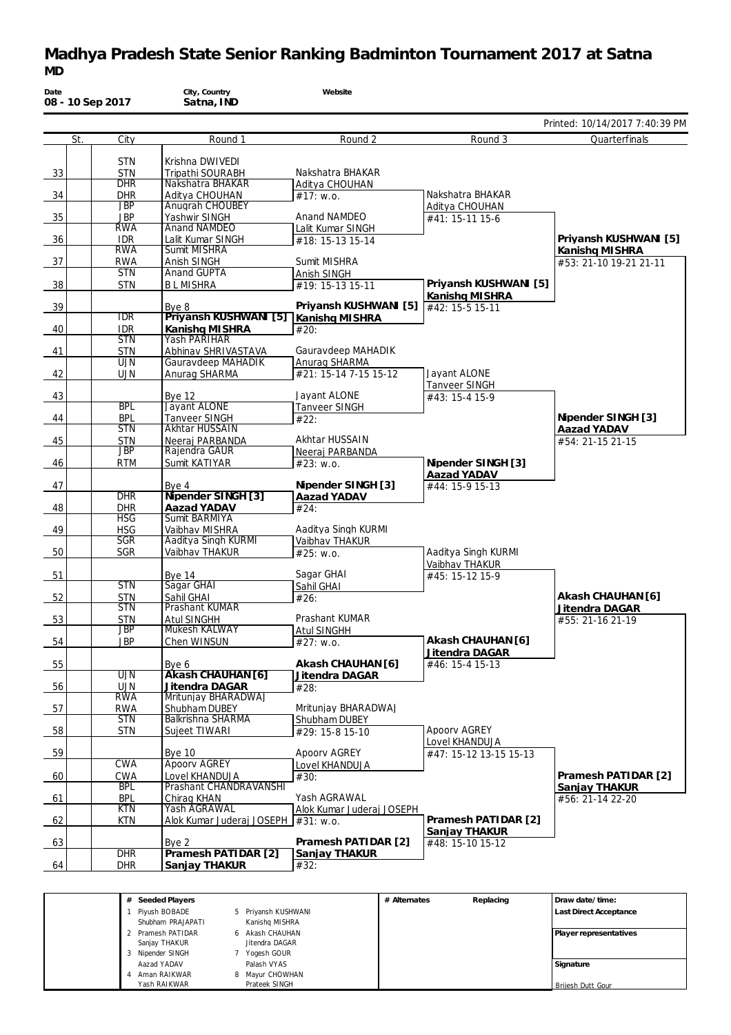# Madhya Pradesh State Senior Ranking Badminton Tournament 2017 at Satna

**MD**

| Date | City, Country | Website |
|---|---|---|
| 08 - 10 Sep 2017 | Satna, IND | |

Printed: 10/14/2017 7:40:39 PM

| | St. | City | Round 1 | Round 2 | Round 3 | Quarterfinals |
|---|---|---|---|---|---|---|
| 33 | | STN / STN | Krishna DWIVEDI / Tripathi SOUROBH | Nakshatra BHAKAR / Aditya CHOUHAN | | |
| 34 | | DHR / DHR | Nakshatra BHAKAR / Aditya CHOUHAN | #17: w.o. | Nakshatra BHAKAR / Aditya CHOUHAN | |
| 35 | | JBP / JBP | Anugrah CHOUBEY / Yashwir SINGH | Anand NAMDEO / Lalit Kumar SINGH | #41: 15-11 15-6 | |
| 36 | | RWA / IDR | Anand NAMDEO / Lalit Kumar SINGH | #18: 15-13 15-14 | | **Priyansh KUSHWANI [5] / Kanishq MISHRA** |
| 37 | | RWA / RWA | Sumit MISHRA / Anish SINGH | Sumit MISHRA / Anish SINGH | | #53: 21-10 19-21 21-11 |
| 38 | | STN / STN | Anand GUPTA / B L MISHRA | #19: 15-13 15-11 | **Priyansh KUSHWANI [5] / Kanishq MISHRA** | |
| 39 | | | Bye 8 | **Priyansh KUSHWANI [5] / Kanishq MISHRA** | #42: 15-5 15-11 | |
| 40 | | IDR / IDR | **Priyansh KUSHWANI [5] / Kanishq MISHRA** | #20: | | |
| 41 | | STN / STN | Yash PARIHAR / Abhinav SHRIVASTAVA | Gauravdeep MAHADIK / Anurag SHARMA | | |
| 42 | | UJN / UJN | Gauravdeep MAHADIK / Anurag SHARMA | #21: 15-14 7-15 15-12 | Jayant ALONE / Tanveer SINGH | |
| 43 | | | Bye 12 | Jayant ALONE / Tanveer SINGH | #43: 15-4 15-9 | |
| 44 | | BPL / BPL | Jayant ALONE / Tanveer SINGH | #22: | | **Nipender SINGH [3] / Aazad YADAV** |
| 45 | | STN / STN | Akhtar HUSSAIN / Neeraj PARBANDA | Akhtar HUSSAIN / Neeraj PARBANDA | | #54: 21-15 21-15 |
| 46 | | JBP / RTM | Rajendra GAUR / Sumit KATIYAR | #23: w.o. | **Nipender SINGH [3] / Aazad YADAV** | |
| 47 | | | Bye 4 | **Nipender SINGH [3] / Aazad YADAV** | #44: 15-9 15-13 | |
| 48 | | DHR / DHR | **Nipender SINGH [3] / Aazad YADAV** | #24: | | |
| 49 | | HSG / HSG | Sumit BARMIYA / Vaibhav MISHRA | Aaditya Singh KURMI / Vaibhav THAKUR | | |
| 50 | | SGR / SGR | Aaditya Singh KURMI / Vaibhav THAKUR | #25: w.o. | Aaditya Singh KURMI / Vaibhav THAKUR | |
| 51 | | | Bye 14 | Sagar GHAI / Sahil GHAI | #45: 15-12 15-9 | |
| 52 | | STN / STN | Sagar GHAI / Sahil GHAI | #26: | | **Akash CHAUHAN [6] / Jitendra DAGAR** |
| 53 | | STN / STN | Prashant KUMAR / Atul SINGHH | Prashant KUMAR / Atul SINGHH | | #55: 21-16 21-19 |
| 54 | | JBP / JBP | Mukesh KALWAY / Chen WINSUN | #27: w.o. | **Akash CHAUHAN [6] / Jitendra DAGAR** | |
| 55 | | | Bye 6 | **Akash CHAUHAN [6] / Jitendra DAGAR** | #46: 15-4 15-13 | |
| 56 | | UJN / UJN | **Akash CHAUHAN [6] / Jitendra DAGAR** | #28: | | |
| 57 | | RWA / RWA | Mritunjay BHARADWAJ / Shubham DUBEY | Mritunjay BHARADWAJ / Shubham DUBEY | | |
| 58 | | STN / STN | Balkrishna SHARMA / Sujeet TIWARI | #29: 15-8 15-10 | Apoorv AGREY / Lovel KHANDUJA | |
| 59 | | | Bye 10 | Apoorv AGREY / Lovel KHANDUJA | #47: 15-12 13-15 15-13 | |
| 60 | | CWA / CWA | Apoorv AGREY / Lovel KHANDUJA | #30: | | **Pramesh PATIDAR [2] / Sanjay THAKUR** |
| 61 | | BPL / BPL | Prashant CHANDRAVANSHI / Chirag KHAN | Yash AGRAWAL / Alok Kumar Juderaj JOSEPH | | #56: 21-14 22-20 |
| 62 | | KTN / KTN | Yash AGRAWAL / Alok Kumar Juderaj JOSEPH | #31: w.o. | **Pramesh PATIDAR [2] / Sanjay THAKUR** | |
| 63 | | | Bye 2 | **Pramesh PATIDAR [2] / Sanjay THAKUR** | #48: 15-10 15-12 | |
| 64 | | DHR / DHR | **Pramesh PATIDAR [2] / Sanjay THAKUR** | #32: | | |

| # | Seeded Players | # | Seeded Players | # Alternates | Replacing | Draw date/time: |
|---|---|---|---|---|---|---|
| 1 | Piyush BOBADE / Shubham PRAJAPATI | 5 | Priyansh KUSHWANI / Kanishq MISHRA | | | Last Direct Acceptance |
| 2 | Pramesh PATIDAR / Sanjay THAKUR | 6 | Akash CHAUHAN / Jitendra DAGAR | | | Player representatives |
| 3 | Nipender SINGH / Aazad YADAV | 7 | Yogesh GOUR / Palash VYAS | | | Signature |
| 4 | Aman RAIKWAR / Yash RAIKWAR | 8 | Mayur CHOWHAN / Prateek SINGH | | | Brijesh Dutt Gour |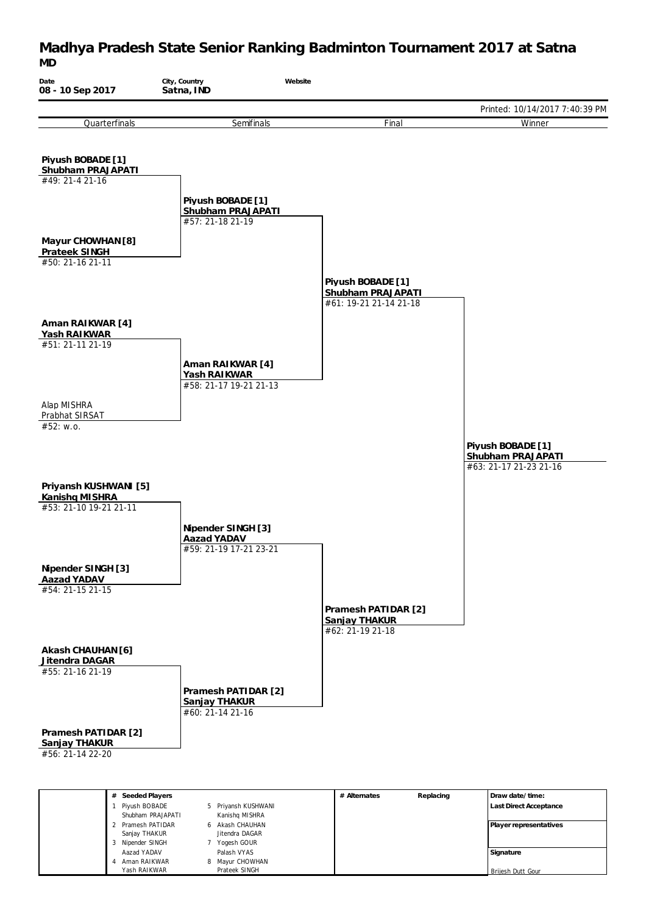# Madhya Pradesh State Senior Ranking Badminton Tournament 2017 at Satna

## MD

| Date | City, Country | Website |
| --- | --- | --- |
| 08 - 10 Sep 2017 | Satna, IND | |

Printed: 10/14/2017 7:40:39 PM

### Quarterfinals

- **Piyush BOBADE [1] / Shubham PRAJAPATI** — #49: 21-4 21-16
- **Mayur CHOWHAN [8] / Prateek SINGH** — #50: 21-16 21-11
- **Aman RAIKWAR [4] / Yash RAIKWAR** — #51: 21-11 21-19
- Alap MISHRA / Prabhat SIRSAT — #52: w.o.
- **Priyansh KUSHWANI [5] / Kanishq MISHRA** — #53: 21-10 19-21 21-11
- **Nipender SINGH [3] / Aazad YADAV** — #54: 21-15 21-15
- **Akash CHAUHAN [6] / Jitendra DAGAR** — #55: 21-16 21-19
- **Pramesh PATIDAR [2] / Sanjay THAKUR** — #56: 21-14 22-20

### Semifinals

- **Piyush BOBADE [1] / Shubham PRAJAPATI** — #57: 21-18 21-19
- **Aman RAIKWAR [4] / Yash RAIKWAR** — #58: 21-17 19-21 21-13
- **Nipender SINGH [3] / Aazad YADAV** — #59: 21-19 17-21 23-21
- **Pramesh PATIDAR [2] / Sanjay THAKUR** — #60: 21-14 21-16

### Final

- **Piyush BOBADE [1] / Shubham PRAJAPATI** — #61: 19-21 21-14 21-18
- **Pramesh PATIDAR [2] / Sanjay THAKUR** — #62: 21-19 21-18

### Winner

- **Piyush BOBADE [1] / Shubham PRAJAPATI** — #63: 21-17 21-23 21-16

| # | Seeded Players | # | Seeded Players |
| --- | --- | --- | --- |
| 1 | Piyush BOBADE / Shubham PRAJAPATI | 5 | Priyansh KUSHWANI / Kanishq MISHRA |
| 2 | Pramesh PATIDAR / Sanjay THAKUR | 6 | Akash CHAUHAN / Jitendra DAGAR |
| 3 | Nipender SINGH / Aazad YADAV | 7 | Yogesh GOUR / Palash VYAS |
| 4 | Aman RAIKWAR / Yash RAIKWAR | 8 | Mayur CHOWHAN / Prateek SINGH |

| # Alternates | Replacing |
| --- | --- |
| | |

Draw date/time:

Last Direct Acceptance

Player representatives

Signature

Brijesh Dutt Gour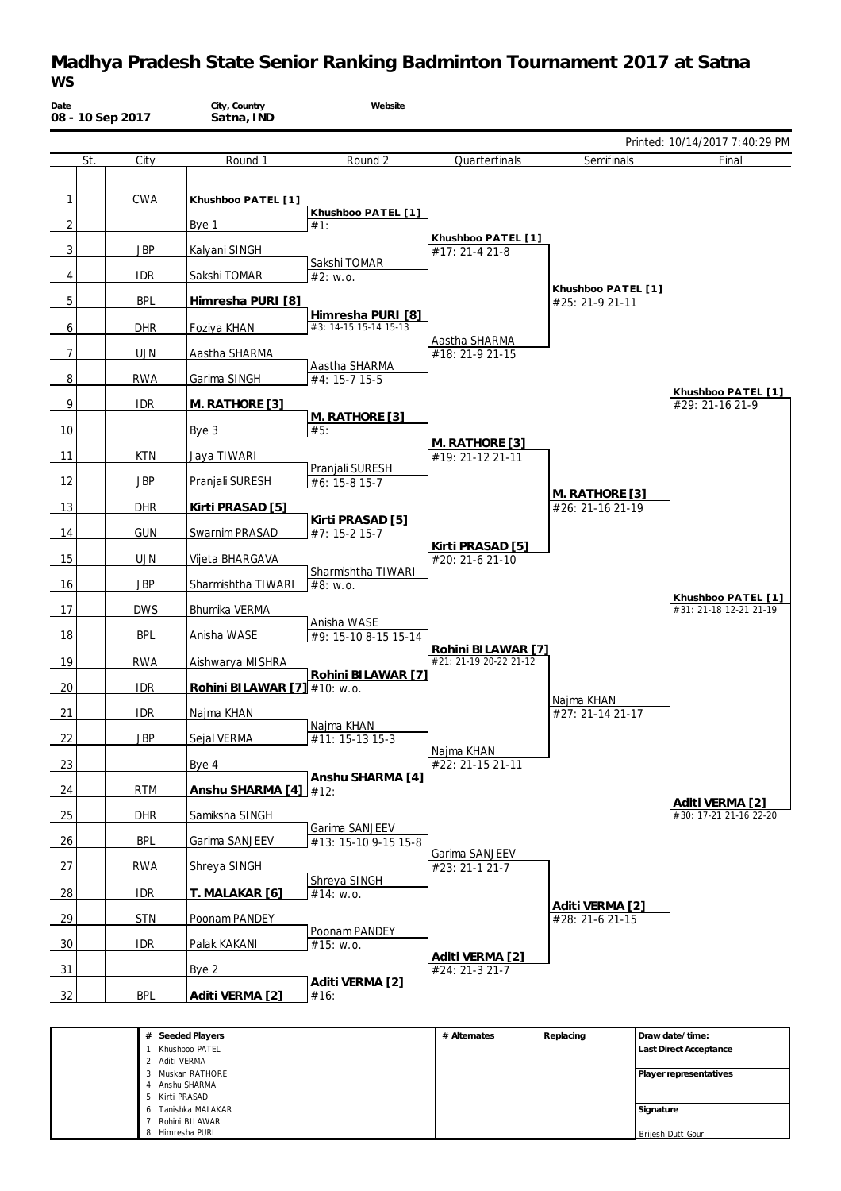# Madhya Pradesh State Senior Ranking Badminton Tournament 2017 at Satna

## WS

| Date | City, Country | Website |
|---|---|---|
| 08 - 10 Sep 2017 | Satna, IND | |

Printed: 10/14/2017 7:40:29 PM

| | St. | City | Round 1 | Round 2 | Quarterfinals | Semifinals | Final |
|---|---|---|---|---|---|---|---|
| 1 | | CWA | **Khushboo PATEL [1]** | | | | |
| | | | | **Khushboo PATEL [1]** #1: | | | |
| 2 | | | Bye 1 | | | | |
| | | | | | **Khushboo PATEL [1]** #17: 21-4 21-8 | | |
| 3 | | JBP | Kalyani SINGH | | | | |
| | | | | Sakshi TOMAR #2: w.o. | | | |
| 4 | | IDR | Sakshi TOMAR | | | | |
| | | | | | | **Khushboo PATEL [1]** #25: 21-9 21-11 | |
| 5 | | BPL | **Himresha PURI [8]** | | | | |
| | | | | **Himresha PURI [8]** #3: 14-15 15-14 15-13 | | | |
| 6 | | DHR | Foziya KHAN | | | | |
| | | | | | Aastha SHARMA #18: 21-9 21-15 | | |
| 7 | | UJN | Aastha SHARMA | | | | |
| | | | | Aastha SHARMA #4: 15-7 15-5 | | | |
| 8 | | RWA | Garima SINGH | | | | |
| | | | | | | | **Khushboo PATEL [1]** #29: 21-16 21-9 |
| 9 | | IDR | **M. RATHORE [3]** | | | | |
| | | | | **M. RATHORE [3]** #5: | | | |
| 10 | | | Bye 3 | | | | |
| | | | | | **M. RATHORE [3]** #19: 21-12 21-11 | | |
| 11 | | KTN | Jaya TIWARI | | | | |
| | | | | Pranjali SURESH #6: 15-8 15-7 | | | |
| 12 | | JBP | Pranjali SURESH | | | | |
| | | | | | | **M. RATHORE [3]** #26: 21-16 21-19 | |
| 13 | | DHR | **Kirti PRASAD [5]** | | | | |
| | | | | **Kirti PRASAD [5]** #7: 15-2 15-7 | | | |
| 14 | | GUN | Swarnim PRASAD | | | | |
| | | | | | **Kirti PRASAD [5]** #20: 21-6 21-10 | | |
| 15 | | UJN | Vijeta BHARGAVA | | | | |
| | | | | Sharmishtha TIWARI #8: w.o. | | | |
| 16 | | JBP | Sharmishtha TIWARI | | | | |
| | | | | | | | **Khushboo PATEL [1]** #31: 21-18 12-21 21-19 |
| 17 | | DWS | Bhumika VERMA | | | | |
| | | | | Anisha WASE #9: 15-10 8-15 15-14 | | | |
| 18 | | BPL | Anisha WASE | | | | |
| | | | | | **Rohini BILAWAR [7]** #21: 21-19 20-22 21-12 | | |
| 19 | | RWA | Aishwarya MISHRA | | | | |
| | | | | **Rohini BILAWAR [7]** #10: w.o. | | | |
| 20 | | IDR | **Rohini BILAWAR [7]** | | | | |
| | | | | | | Najma KHAN #27: 21-14 21-17 | |
| 21 | | IDR | Najma KHAN | | | | |
| | | | | Najma KHAN #11: 15-13 15-3 | | | |
| 22 | | JBP | Sejal VERMA | | | | |
| | | | | | Najma KHAN #22: 21-15 21-11 | | |
| 23 | | | Bye 4 | | | | |
| | | | | **Anshu SHARMA [4]** #12: | | | |
| 24 | | RTM | **Anshu SHARMA [4]** | | | | |
| | | | | | | | **Aditi VERMA [2]** #30: 17-21 21-16 22-20 |
| 25 | | DHR | Samiksha SINGH | | | | |
| | | | | Garima SANJEEV #13: 15-10 9-15 15-8 | | | |
| 26 | | BPL | Garima SANJEEV | | | | |
| | | | | | Garima SANJEEV #23: 21-1 21-7 | | |
| 27 | | RWA | Shreya SINGH | | | | |
| | | | | Shreya SINGH #14: w.o. | | | |
| 28 | | IDR | **T. MALAKAR [6]** | | | | |
| | | | | | | **Aditi VERMA [2]** #28: 21-6 21-15 | |
| 29 | | STN | Poonam PANDEY | | | | |
| | | | | Poonam PANDEY #15: w.o. | | | |
| 30 | | IDR | Palak KAKANI | | | | |
| | | | | | **Aditi VERMA [2]** #24: 21-3 21-7 | | |
| 31 | | | Bye 2 | | | | |
| | | | | **Aditi VERMA [2]** #16: | | | |
| 32 | | BPL | **Aditi VERMA [2]** | | | | |

| # | Seeded Players | # Alternates | Replacing | Draw date/time: |
|---|---|---|---|---|
| 1 | Khushboo PATEL | | | Last Direct Acceptance |
| 2 | Aditi VERMA | | | |
| 3 | Muskan RATHORE | | | Player representatives |
| 4 | Anshu SHARMA | | | |
| 5 | Kirti PRASAD | | | |
| 6 | Tanishka MALAKAR | | | Signature |
| 7 | Rohini BILAWAR | | | |
| 8 | Himresha PURI | | | Brijesh Dutt Gour |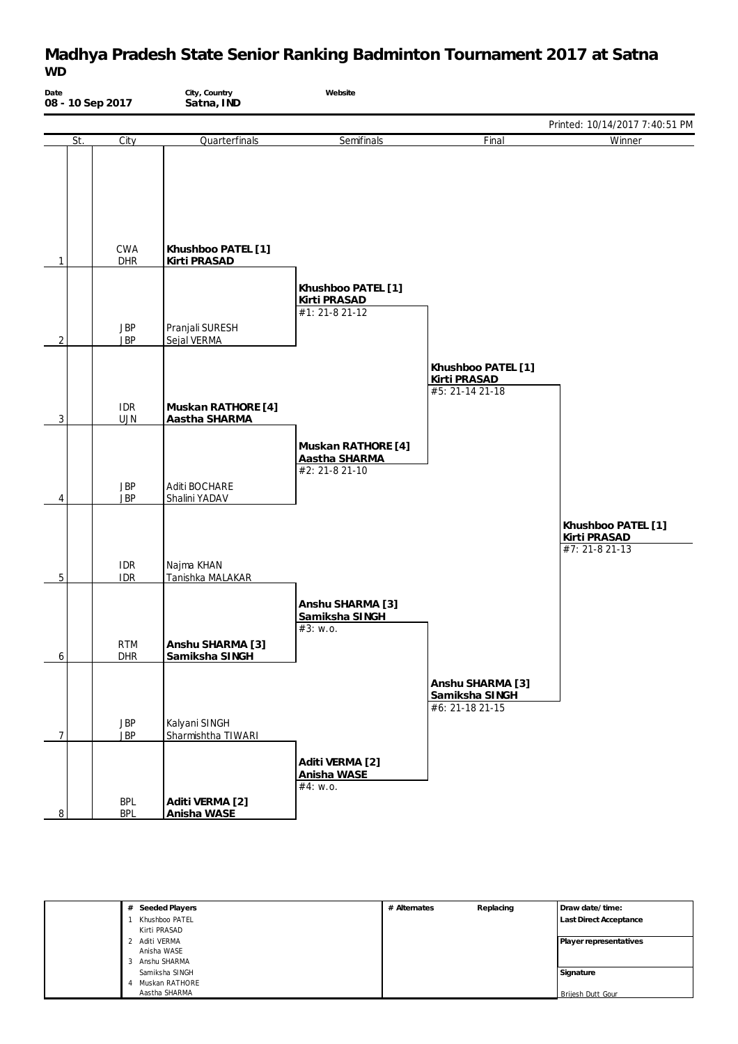# Madhya Pradesh State Senior Ranking Badminton Tournament 2017 at Satna

**WD**

| Date | City, Country | Website |
| --- | --- | --- |
| 08 - 10 Sep 2017 | Satna, IND | |

Printed: 10/14/2017 7:40:51 PM

| # | St. | City | Quarterfinals | Semifinals | Final | Winner |
| --- | --- | --- | --- | --- | --- | --- |
| 1 | | CWA / DHR | **Khushboo PATEL [1]** / **Kirti PRASAD** | | | |
| | | | | **Khushboo PATEL [1]** / **Kirti PRASAD** #1: 21-8 21-12 | | |
| 2 | | JBP / JBP | Pranjali SURESH / Sejal VERMA | | | |
| | | | | | **Khushboo PATEL [1]** / **Kirti PRASAD** #5: 21-14 21-18 | |
| 3 | | IDR / UJN | **Muskan RATHORE [4]** / **Aastha SHARMA** | | | |
| | | | | **Muskan RATHORE [4]** / **Aastha SHARMA** #2: 21-8 21-10 | | |
| 4 | | JBP / JBP | Aditi BOCHARE / Shalini YADAV | | | |
| | | | | | | **Khushboo PATEL [1]** / **Kirti PRASAD** #7: 21-8 21-13 |
| 5 | | IDR / IDR | Najma KHAN / Tanishka MALAKAR | | | |
| | | | | **Anshu SHARMA [3]** / **Samiksha SINGH** #3: w.o. | | |
| 6 | | RTM / DHR | **Anshu SHARMA [3]** / **Samiksha SINGH** | | | |
| | | | | | **Anshu SHARMA [3]** / **Samiksha SINGH** #6: 21-18 21-15 | |
| 7 | | JBP / JBP | Kalyani SINGH / Sharmishtha TIWARI | | | |
| | | | | **Aditi VERMA [2]** / **Anisha WASE** #4: w.o. | | |
| 8 | | BPL / BPL | **Aditi VERMA [2]** / **Anisha WASE** | | | |

| # | Seeded Players | # Alternates | Replacing | |
| --- | --- | --- | --- | --- |
| 1 | Khushboo PATEL / Kirti PRASAD | | | **Draw date/time:** |
| 2 | Aditi VERMA / Anisha WASE | | | **Last Direct Acceptance** |
| 3 | Anshu SHARMA / Samiksha SINGH | | | **Player representatives** |
| 4 | Muskan RATHORE / Aastha SHARMA | | | **Signature** Brijesh Dutt Gour |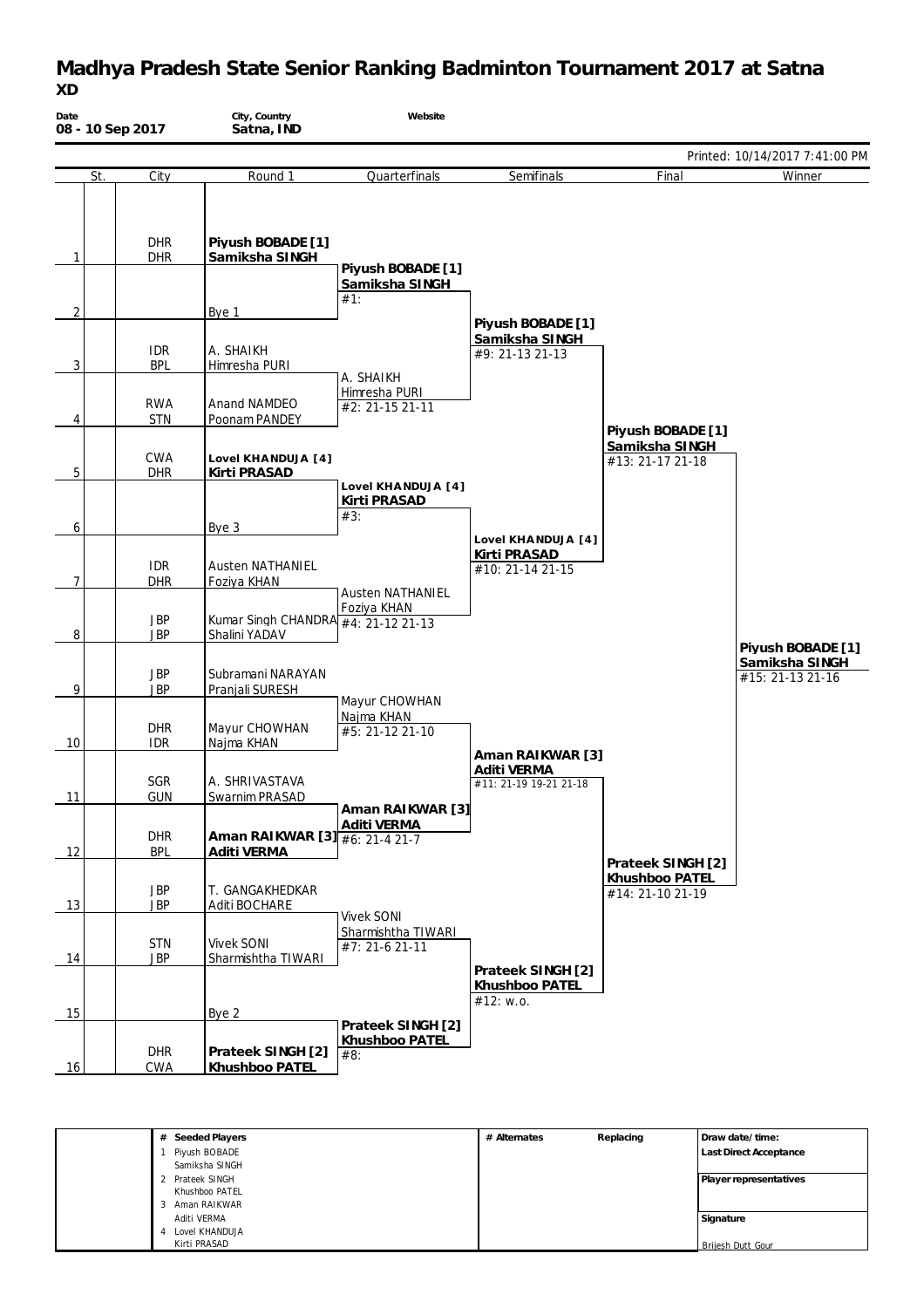# Madhya Pradesh State Senior Ranking Badminton Tournament 2017 at Satna

**XD**

| Date | City, Country | Website |
|---|---|---|
| 08 - 10 Sep 2017 | Satna, IND | |

Printed: 10/14/2017 7:41:00 PM

| | St. | City | Round 1 | Quarterfinals | Semifinals | Final | Winner |
|---|---|---|---|---|---|---|---|
| 1 | | DHR / DHR | **Piyush BOBADE [1]** / **Samiksha SINGH** | **Piyush BOBADE [1]** / **Samiksha SINGH** #1: | | | |
| 2 | | | Bye 1 | | **Piyush BOBADE [1]** / **Samiksha SINGH** #9: 21-13 21-13 | | |
| 3 | | IDR / BPL | A. SHAIKH / Himresha PURI | A. SHAIKH / Himresha PURI #2: 21-15 21-11 | | | |
| 4 | | RWA / STN | Anand NAMDEO / Poonam PANDEY | | | **Piyush BOBADE [1]** / **Samiksha SINGH** #13: 21-17 21-18 | |
| 5 | | CWA / DHR | **Lovel KHANDUJA [4]** / **Kirti PRASAD** | **Lovel KHANDUJA [4]** / **Kirti PRASAD** #3: | | | |
| 6 | | | Bye 3 | | **Lovel KHANDUJA [4]** / **Kirti PRASAD** #10: 21-14 21-15 | | |
| 7 | | IDR / DHR | Austen NATHANIEL / Foziya KHAN | Austen NATHANIEL / Foziya KHAN #4: 21-12 21-13 | | | |
| 8 | | JBP / JBP | Kumar Singh CHANDRA / Shalini YADAV | | | | **Piyush BOBADE [1]** / **Samiksha SINGH** #15: 21-13 21-16 |
| 9 | | JBP / JBP | Subramani NARAYAN / Pranjali SURESH | Mayur CHOWHAN / Najma KHAN #5: 21-12 21-10 | | | |
| 10 | | DHR / IDR | Mayur CHOWHAN / Najma KHAN | | **Aman RAIKWAR [3]** / **Aditi VERMA** #11: 21-19 19-21 21-18 | | |
| 11 | | SGR / GUN | A. SHRIVASTAVA / Swarnim PRASAD | **Aman RAIKWAR [3]** / **Aditi VERMA** #6: 21-4 21-7 | | | |
| 12 | | DHR / BPL | **Aman RAIKWAR [3]** / **Aditi VERMA** | | | **Prateek SINGH [2]** / **Khushboo PATEL** #14: 21-10 21-19 | |
| 13 | | JBP / JBP | T. GANGAKHEDKAR / Aditi BOCHARE | Vivek SONI / Sharmishtha TIWARI #7: 21-6 21-11 | | | |
| 14 | | STN / JBP | Vivek SONI / Sharmishtha TIWARI | | **Prateek SINGH [2]** / **Khushboo PATEL** #12: w.o. | | |
| 15 | | | Bye 2 | **Prateek SINGH [2]** / **Khushboo PATEL** #8: | | | |
| 16 | | DHR / CWA | **Prateek SINGH [2]** / **Khushboo PATEL** | | | | |

| # | Seeded Players | # Alternates | Replacing | Draw date/time: |
|---|---|---|---|---|
| 1 | Piyush BOBADE / Samiksha SINGH | | | Last Direct Acceptance |
| 2 | Prateek SINGH / Khushboo PATEL | | | Player representatives |
| 3 | Aman RAIKWAR / Aditi VERMA | | | Signature |
| 4 | Lovel KHANDUJA / Kirti PRASAD | | | Brijesh Dutt Gour |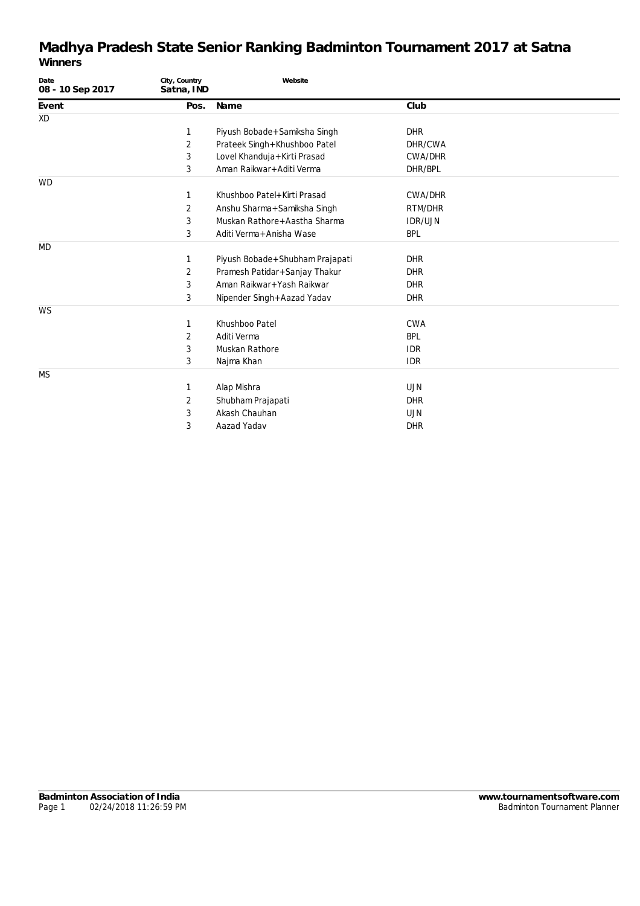# Madhya Pradesh State Senior Ranking Badminton Tournament 2017 at Satna

## Winners

| Date | City, Country | Website |
|---|---|---|
| 08 - 10 Sep 2017 | Satna, IND | |

| Event | Pos. | Name | Club |
|---|---|---|---|
| XD | | | |
| | 1 | Piyush Bobade+Samiksha Singh | DHR |
| | 2 | Prateek Singh+Khushboo Patel | DHR/CWA |
| | 3 | Lovel Khanduja+Kirti Prasad | CWA/DHR |
| | 3 | Aman Raikwar+Aditi Verma | DHR/BPL |
| WD | | | |
| | 1 | Khushboo Patel+Kirti Prasad | CWA/DHR |
| | 2 | Anshu Sharma+Samiksha Singh | RTM/DHR |
| | 3 | Muskan Rathore+Aastha Sharma | IDR/UJN |
| | 3 | Aditi Verma+Anisha Wase | BPL |
| MD | | | |
| | 1 | Piyush Bobade+Shubham Prajapati | DHR |
| | 2 | Pramesh Patidar+Sanjay Thakur | DHR |
| | 3 | Aman Raikwar+Yash Raikwar | DHR |
| | 3 | Nipender Singh+Aazad Yadav | DHR |
| WS | | | |
| | 1 | Khushboo Patel | CWA |
| | 2 | Aditi Verma | BPL |
| | 3 | Muskan Rathore | IDR |
| | 3 | Najma Khan | IDR |
| MS | | | |
| | 1 | Alap Mishra | UJN |
| | 2 | Shubham Prajapati | DHR |
| | 3 | Akash Chauhan | UJN |
| | 3 | Aazad Yadav | DHR |